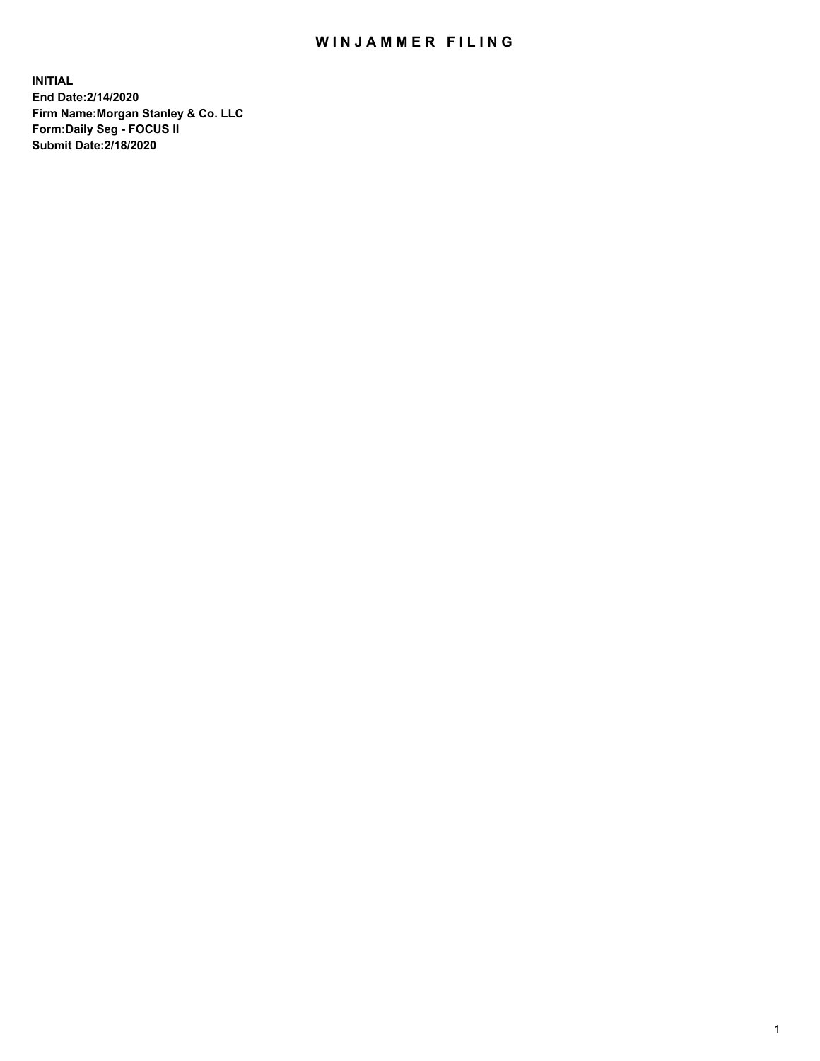# WINJAMMER FILING

**INITIAL**
**End Date:2/14/2020**
**Firm Name:Morgan Stanley & Co. LLC**
**Form:Daily Seg - FOCUS II**
**Submit Date:2/18/2020**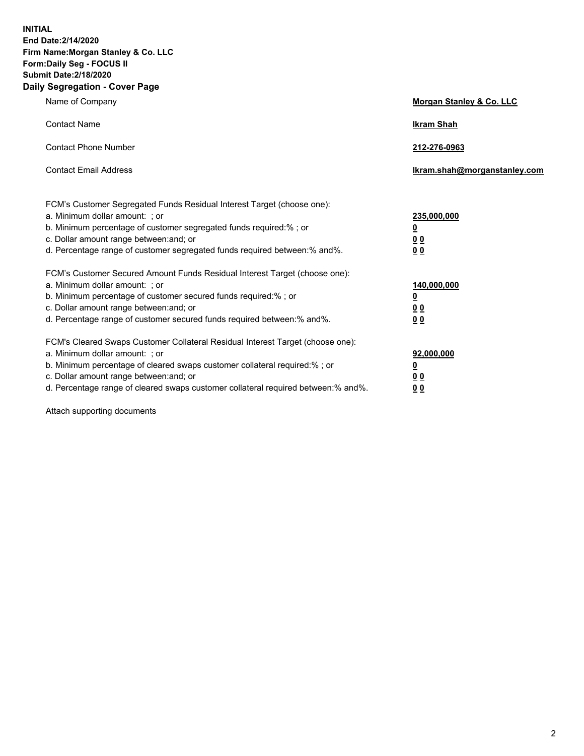**INITIAL**
**End Date:2/14/2020**
**Firm Name:Morgan Stanley & Co. LLC**
**Form:Daily Seg - FOCUS II**
**Submit Date:2/18/2020**
**Daily Segregation - Cover Page**

| | |
|---|---|
| Name of Company | **Morgan Stanley & Co. LLC** |
| Contact Name | **Ikram Shah** |
| Contact Phone Number | **212-276-0963** |
| Contact Email Address | **Ikram.shah@morganstanley.com** |

FCM's Customer Segregated Funds Residual Interest Target (choose one):

| | |
|---|---|
| a. Minimum dollar amount: ; or | **235,000,000** |
| b. Minimum percentage of customer segregated funds required:% ; or | **0** |
| c. Dollar amount range between:and; or | **0 0** |
| d. Percentage range of customer segregated funds required between:% and%. | **0 0** |

FCM's Customer Secured Amount Funds Residual Interest Target (choose one):

| | |
|---|---|
| a. Minimum dollar amount: ; or | **140,000,000** |
| b. Minimum percentage of customer secured funds required:% ; or | **0** |
| c. Dollar amount range between:and; or | **0 0** |
| d. Percentage range of customer secured funds required between:% and%. | **0 0** |

FCM's Cleared Swaps Customer Collateral Residual Interest Target (choose one):

| | |
|---|---|
| a. Minimum dollar amount: ; or | **92,000,000** |
| b. Minimum percentage of cleared swaps customer collateral required:% ; or | **0** |
| c. Dollar amount range between:and; or | **0 0** |
| d. Percentage range of cleared swaps customer collateral required between:% and%. | **0 0** |

Attach supporting documents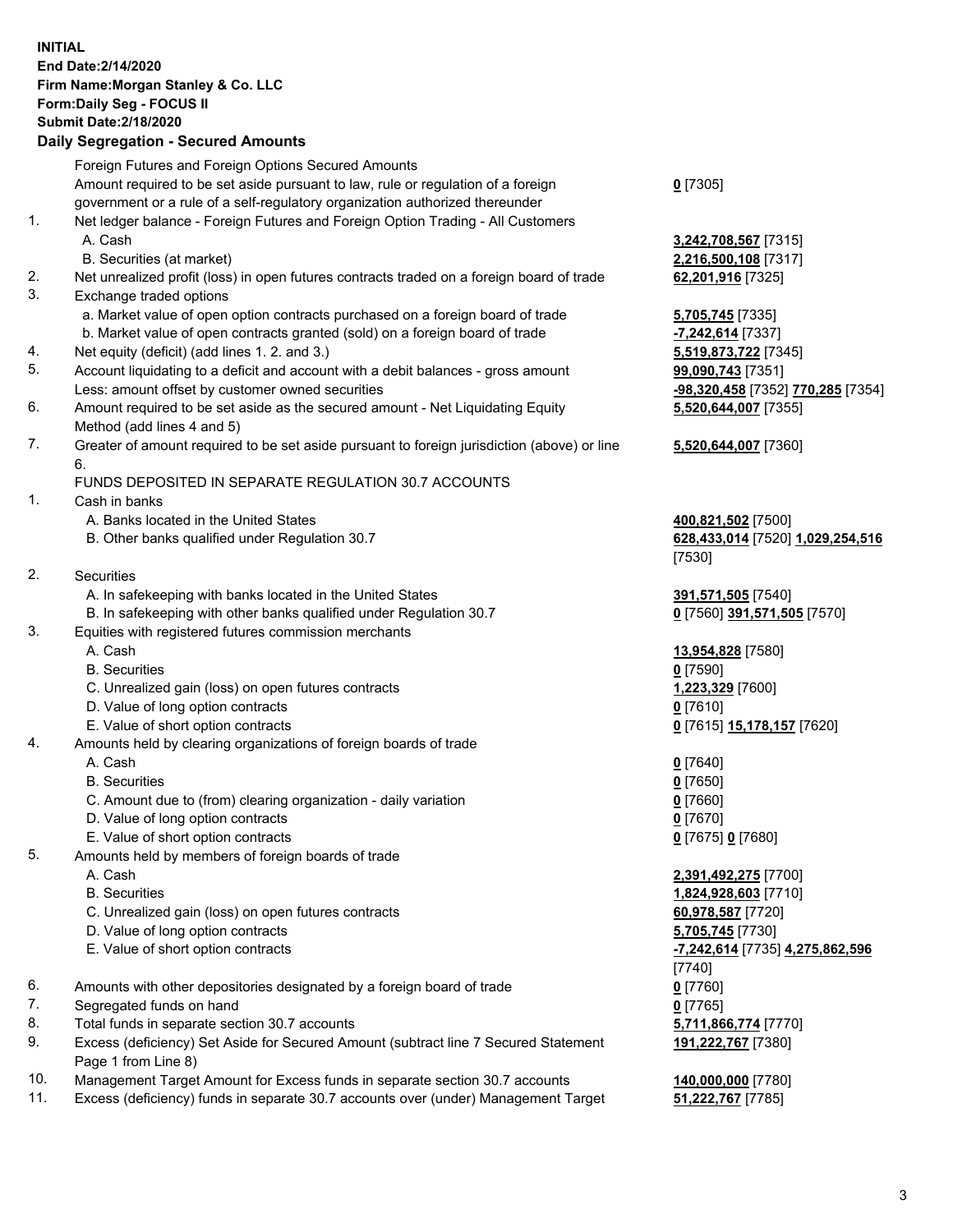**INITIAL**
**End Date:2/14/2020**
**Firm Name:Morgan Stanley & Co. LLC**
**Form:Daily Seg - FOCUS II**
**Submit Date:2/18/2020**

## Daily Segregation - Secured Amounts

| | | |
|---|---|---|
| | Foreign Futures and Foreign Options Secured Amounts | |
| | Amount required to be set aside pursuant to law, rule or regulation of a foreign government or a rule of a self-regulatory organization authorized thereunder | **0** [7305] |
| 1. | Net ledger balance - Foreign Futures and Foreign Option Trading - All Customers | |
| | A. Cash | **3,242,708,567** [7315] |
| | B. Securities (at market) | **2,216,500,108** [7317] |
| 2. | Net unrealized profit (loss) in open futures contracts traded on a foreign board of trade | **62,201,916** [7325] |
| 3. | Exchange traded options | |
| | a. Market value of open option contracts purchased on a foreign board of trade | **5,705,745** [7335] |
| | b. Market value of open contracts granted (sold) on a foreign board of trade | **-7,242,614** [7337] |
| 4. | Net equity (deficit) (add lines 1. 2. and 3.) | **5,519,873,722** [7345] |
| 5. | Account liquidating to a deficit and account with a debit balances - gross amount | **99,090,743** [7351] |
| | Less: amount offset by customer owned securities | **-98,320,458** [7352] **770,285** [7354] |
| 6. | Amount required to be set aside as the secured amount - Net Liquidating Equity Method (add lines 4 and 5) | **5,520,644,007** [7355] |
| 7. | Greater of amount required to be set aside pursuant to foreign jurisdiction (above) or line 6. | **5,520,644,007** [7360] |
| | FUNDS DEPOSITED IN SEPARATE REGULATION 30.7 ACCOUNTS | |
| 1. | Cash in banks | |
| | A. Banks located in the United States | **400,821,502** [7500] |
| | B. Other banks qualified under Regulation 30.7 | **628,433,014** [7520] **1,029,254,516** [7530] |
| 2. | Securities | |
| | A. In safekeeping with banks located in the United States | **391,571,505** [7540] |
| | B. In safekeeping with other banks qualified under Regulation 30.7 | **0** [7560] **391,571,505** [7570] |
| 3. | Equities with registered futures commission merchants | |
| | A. Cash | **13,954,828** [7580] |
| | B. Securities | **0** [7590] |
| | C. Unrealized gain (loss) on open futures contracts | **1,223,329** [7600] |
| | D. Value of long option contracts | **0** [7610] |
| | E. Value of short option contracts | **0** [7615] **15,178,157** [7620] |
| 4. | Amounts held by clearing organizations of foreign boards of trade | |
| | A. Cash | **0** [7640] |
| | B. Securities | **0** [7650] |
| | C. Amount due to (from) clearing organization - daily variation | **0** [7660] |
| | D. Value of long option contracts | **0** [7670] |
| | E. Value of short option contracts | **0** [7675] **0** [7680] |
| 5. | Amounts held by members of foreign boards of trade | |
| | A. Cash | **2,391,492,275** [7700] |
| | B. Securities | **1,824,928,603** [7710] |
| | C. Unrealized gain (loss) on open futures contracts | **60,978,587** [7720] |
| | D. Value of long option contracts | **5,705,745** [7730] |
| | E. Value of short option contracts | **-7,242,614** [7735] **4,275,862,596** [7740] |
| 6. | Amounts with other depositories designated by a foreign board of trade | **0** [7760] |
| 7. | Segregated funds on hand | **0** [7765] |
| 8. | Total funds in separate section 30.7 accounts | **5,711,866,774** [7770] |
| 9. | Excess (deficiency) Set Aside for Secured Amount (subtract line 7 Secured Statement Page 1 from Line 8) | **191,222,767** [7380] |
| 10. | Management Target Amount for Excess funds in separate section 30.7 accounts | **140,000,000** [7780] |
| 11. | Excess (deficiency) funds in separate 30.7 accounts over (under) Management Target | **51,222,767** [7785] |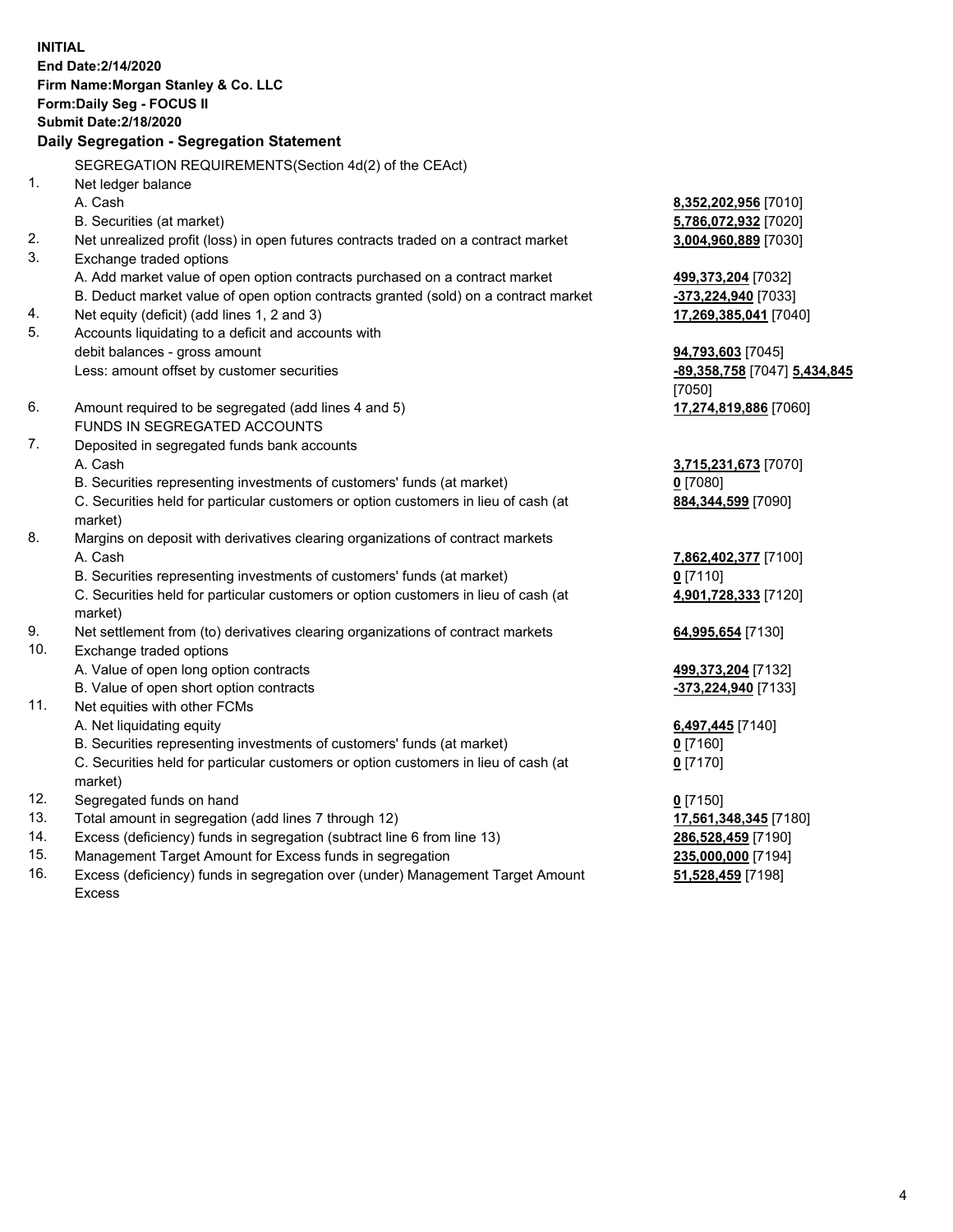**INITIAL**
**End Date:2/14/2020**
**Firm Name:Morgan Stanley & Co. LLC**
**Form:Daily Seg - FOCUS II**
**Submit Date:2/18/2020**

**Daily Segregation - Segregation Statement**

SEGREGATION REQUIREMENTS(Section 4d(2) of the CEAct)

| | | |
|---|---|---|
| 1. | Net ledger balance | |
| | A. Cash | **8,352,202,956** [7010] |
| | B. Securities (at market) | **5,786,072,932** [7020] |
| 2. | Net unrealized profit (loss) in open futures contracts traded on a contract market | **3,004,960,889** [7030] |
| 3. | Exchange traded options | |
| | A. Add market value of open option contracts purchased on a contract market | **499,373,204** [7032] |
| | B. Deduct market value of open option contracts granted (sold) on a contract market | **-373,224,940** [7033] |
| 4. | Net equity (deficit) (add lines 1, 2 and 3) | **17,269,385,041** [7040] |
| 5. | Accounts liquidating to a deficit and accounts with debit balances - gross amount | **94,793,603** [7045] |
| | Less: amount offset by customer securities | **-89,358,758** [7047] **5,434,845** [7050] |
| 6. | Amount required to be segregated (add lines 4 and 5) | **17,274,819,886** [7060] |
| | FUNDS IN SEGREGATED ACCOUNTS | |
| 7. | Deposited in segregated funds bank accounts | |
| | A. Cash | **3,715,231,673** [7070] |
| | B. Securities representing investments of customers' funds (at market) | **0** [7080] |
| | C. Securities held for particular customers or option customers in lieu of cash (at market) | **884,344,599** [7090] |
| 8. | Margins on deposit with derivatives clearing organizations of contract markets | |
| | A. Cash | **7,862,402,377** [7100] |
| | B. Securities representing investments of customers' funds (at market) | **0** [7110] |
| | C. Securities held for particular customers or option customers in lieu of cash (at market) | **4,901,728,333** [7120] |
| 9. | Net settlement from (to) derivatives clearing organizations of contract markets | **64,995,654** [7130] |
| 10. | Exchange traded options | |
| | A. Value of open long option contracts | **499,373,204** [7132] |
| | B. Value of open short option contracts | **-373,224,940** [7133] |
| 11. | Net equities with other FCMs | |
| | A. Net liquidating equity | **6,497,445** [7140] |
| | B. Securities representing investments of customers' funds (at market) | **0** [7160] |
| | C. Securities held for particular customers or option customers in lieu of cash (at market) | **0** [7170] |
| 12. | Segregated funds on hand | **0** [7150] |
| 13. | Total amount in segregation (add lines 7 through 12) | **17,561,348,345** [7180] |
| 14. | Excess (deficiency) funds in segregation (subtract line 6 from line 13) | **286,528,459** [7190] |
| 15. | Management Target Amount for Excess funds in segregation | **235,000,000** [7194] |
| 16. | Excess (deficiency) funds in segregation over (under) Management Target Amount Excess | **51,528,459** [7198] |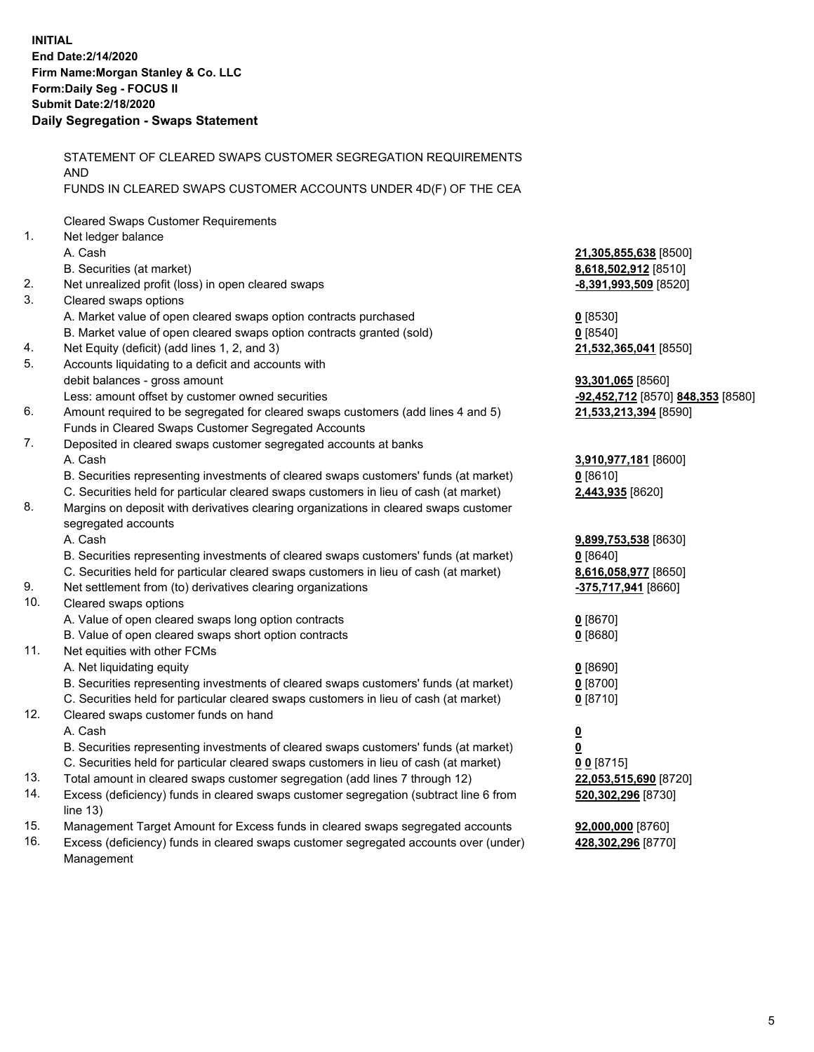**INITIAL**
**End Date:2/14/2020**
**Firm Name:Morgan Stanley & Co. LLC**
**Form:Daily Seg - FOCUS II**
**Submit Date:2/18/2020**
**Daily Segregation - Swaps Statement**

STATEMENT OF CLEARED SWAPS CUSTOMER SEGREGATION REQUIREMENTS AND FUNDS IN CLEARED SWAPS CUSTOMER ACCOUNTS UNDER 4D(F) OF THE CEA

| | | |
|---|---|---|
| | Cleared Swaps Customer Requirements | |
| 1. | Net ledger balance | |
| | A. Cash | **21,305,855,638** [8500] |
| | B. Securities (at market) | **8,618,502,912** [8510] |
| 2. | Net unrealized profit (loss) in open cleared swaps | **-8,391,993,509** [8520] |
| 3. | Cleared swaps options | |
| | A. Market value of open cleared swaps option contracts purchased | **0** [8530] |
| | B. Market value of open cleared swaps option contracts granted (sold) | **0** [8540] |
| 4. | Net Equity (deficit) (add lines 1, 2, and 3) | **21,532,365,041** [8550] |
| 5. | Accounts liquidating to a deficit and accounts with debit balances - gross amount | **93,301,065** [8560] |
| | Less: amount offset by customer owned securities | **-92,452,712** [8570] **848,353** [8580] |
| 6. | Amount required to be segregated for cleared swaps customers (add lines 4 and 5) | **21,533,213,394** [8590] |
| | Funds in Cleared Swaps Customer Segregated Accounts | |
| 7. | Deposited in cleared swaps customer segregated accounts at banks | |
| | A. Cash | **3,910,977,181** [8600] |
| | B. Securities representing investments of cleared swaps customers' funds (at market) | **0** [8610] |
| | C. Securities held for particular cleared swaps customers in lieu of cash (at market) | **2,443,935** [8620] |
| 8. | Margins on deposit with derivatives clearing organizations in cleared swaps customer segregated accounts | |
| | A. Cash | **9,899,753,538** [8630] |
| | B. Securities representing investments of cleared swaps customers' funds (at market) | **0** [8640] |
| | C. Securities held for particular cleared swaps customers in lieu of cash (at market) | **8,616,058,977** [8650] |
| 9. | Net settlement from (to) derivatives clearing organizations | **-375,717,941** [8660] |
| 10. | Cleared swaps options | |
| | A. Value of open cleared swaps long option contracts | **0** [8670] |
| | B. Value of open cleared swaps short option contracts | **0** [8680] |
| 11. | Net equities with other FCMs | |
| | A. Net liquidating equity | **0** [8690] |
| | B. Securities representing investments of cleared swaps customers' funds (at market) | **0** [8700] |
| | C. Securities held for particular cleared swaps customers in lieu of cash (at market) | **0** [8710] |
| 12. | Cleared swaps customer funds on hand | |
| | A. Cash | **0** |
| | B. Securities representing investments of cleared swaps customers' funds (at market) | **0** |
| | C. Securities held for particular cleared swaps customers in lieu of cash (at market) | **0** **0** [8715] |
| 13. | Total amount in cleared swaps customer segregation (add lines 7 through 12) | **22,053,515,690** [8720] |
| 14. | Excess (deficiency) funds in cleared swaps customer segregation (subtract line 6 from line 13) | **520,302,296** [8730] |
| 15. | Management Target Amount for Excess funds in cleared swaps segregated accounts | **92,000,000** [8760] |
| 16. | Excess (deficiency) funds in cleared swaps customer segregated accounts over (under) Management | **428,302,296** [8770] |